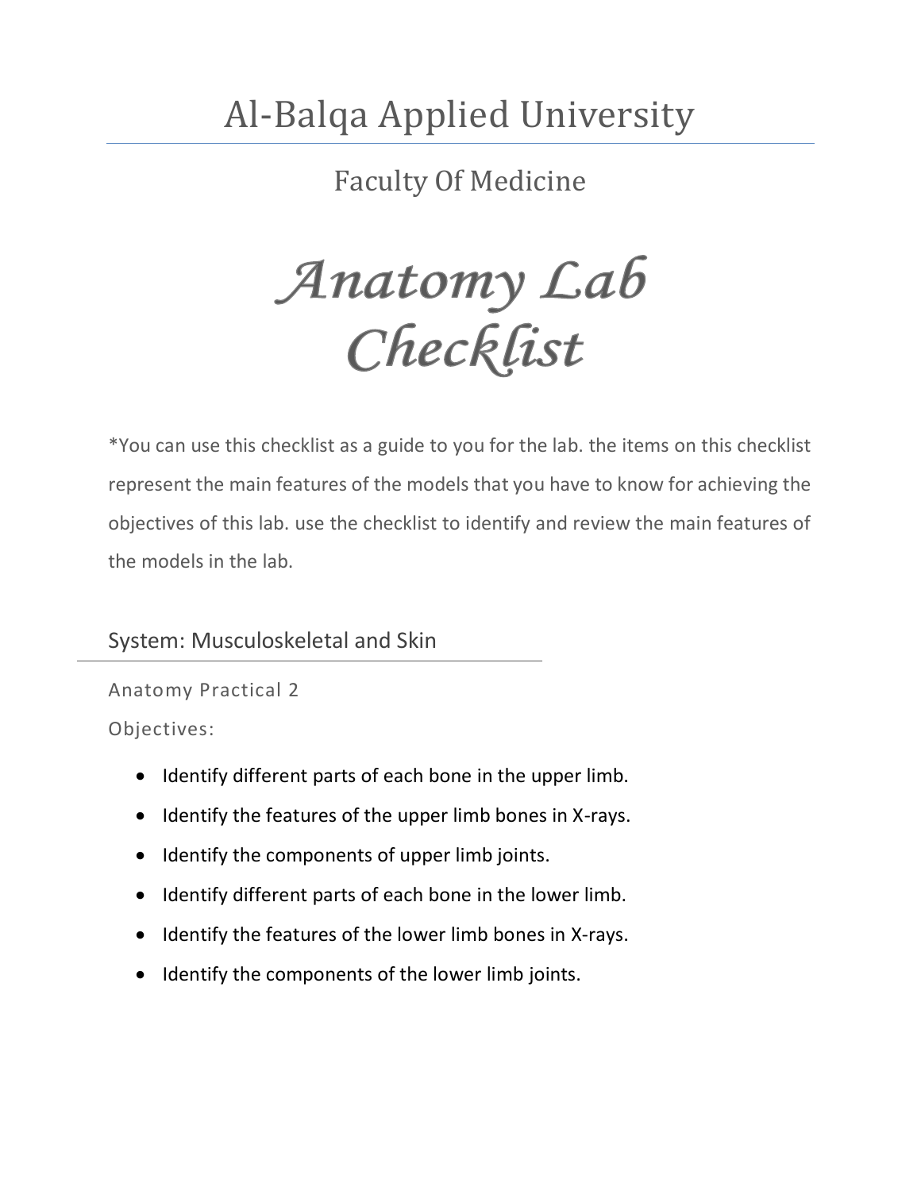# Al-Balqa Applied University

## Faculty Of Medicine

# *Anatomy Lab Checklist*

*You can use this checklist as a guide to you for the lab. the items on this checklist represent the main features of the models that you have to know for achieving the objectives of this lab. use the checklist to identify and review the main features of the models in the lab.

## System: Musculoskeletal and Skin

### Anatomy Practical 2

Objectives:

- Identify different parts of each bone in the upper limb.
- Identify the features of the upper limb bones in X-rays.
- Identify the components of upper limb joints.
- Identify different parts of each bone in the lower limb.
- Identify the features of the lower limb bones in X-rays.
- Identify the components of the lower limb joints.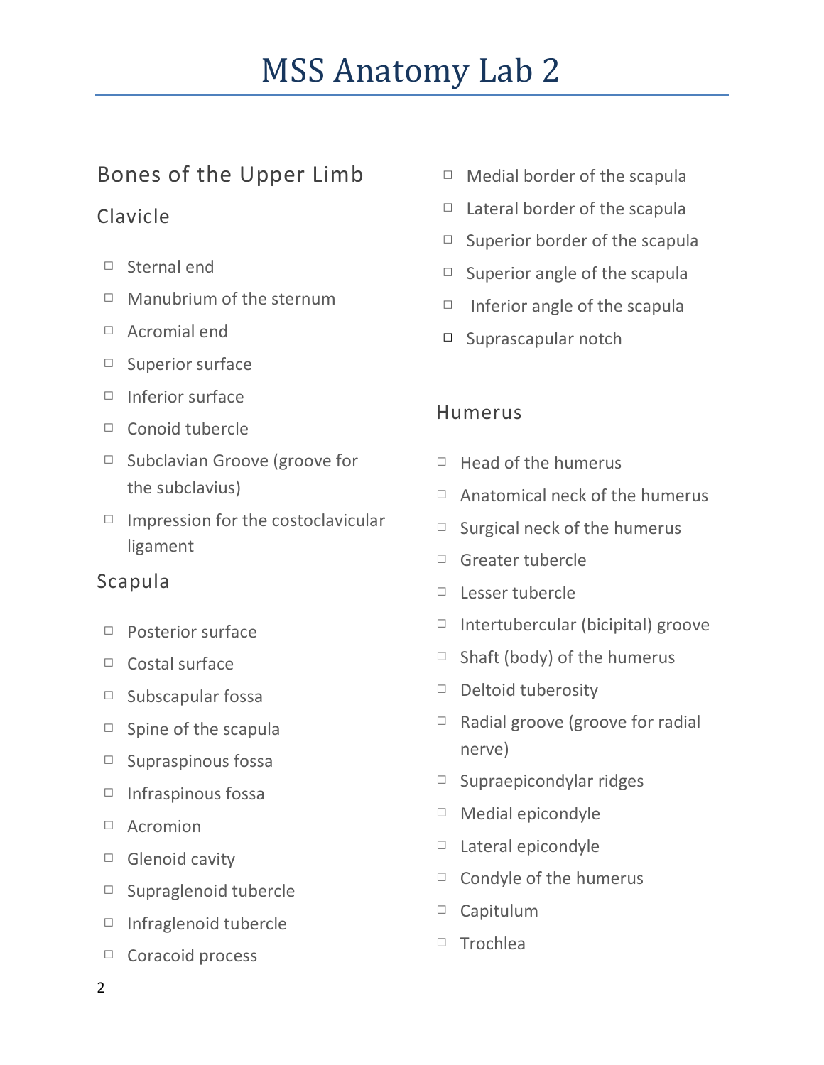# MSS Anatomy Lab 2

## Bones of the Upper Limb

### Clavicle

- ☐ Sternal end
- ☐ Manubrium of the sternum
- ☐ Acromial end
- ☐ Superior surface
- ☐ Inferior surface
- ☐ Conoid tubercle
- ☐ Subclavian Groove (groove for the subclavius)
- ☐ Impression for the costoclavicular ligament

### Scapula

- ☐ Posterior surface
- ☐ Costal surface
- ☐ Subscapular fossa
- ☐ Spine of the scapula
- ☐ Supraspinous fossa
- ☐ Infraspinous fossa
- ☐ Acromion
- ☐ Glenoid cavity
- ☐ Supraglenoid tubercle
- ☐ Infraglenoid tubercle
- ☐ Coracoid process
- ☐ Medial border of the scapula
- ☐ Lateral border of the scapula
- ☐ Superior border of the scapula
- ☐ Superior angle of the scapula
- ☐ Inferior angle of the scapula
- ☐ Suprascapular notch

### Humerus

- ☐ Head of the humerus
- ☐ Anatomical neck of the humerus
- ☐ Surgical neck of the humerus
- ☐ Greater tubercle
- ☐ Lesser tubercle
- ☐ Intertubercular (bicipital) groove
- ☐ Shaft (body) of the humerus
- ☐ Deltoid tuberosity
- ☐ Radial groove (groove for radial nerve)
- ☐ Supraepicondylar ridges
- ☐ Medial epicondyle
- ☐ Lateral epicondyle
- ☐ Condyle of the humerus
- ☐ Capitulum
- ☐ Trochlea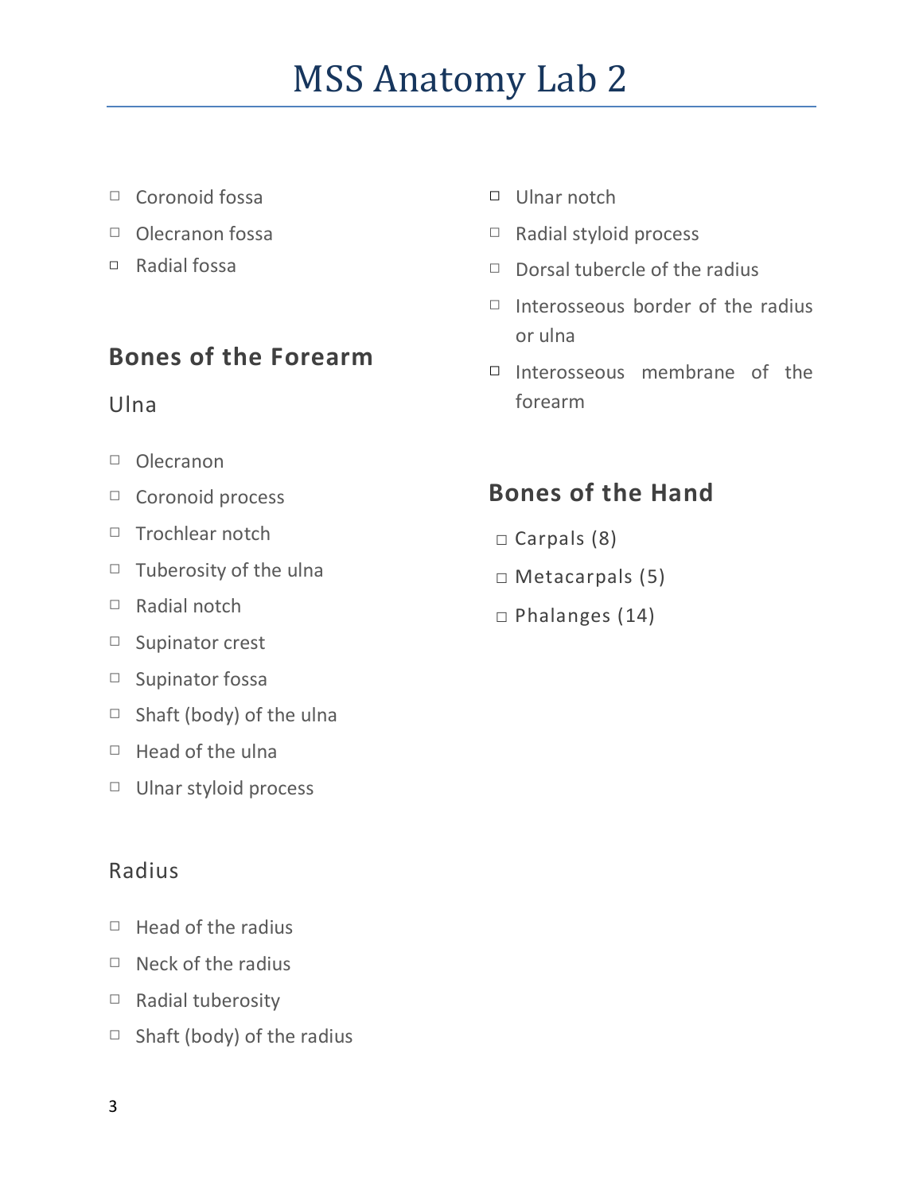# MSS Anatomy Lab 2

- ☐ Coronoid fossa
- ☐ Olecranon fossa
- ☐ Radial fossa

## Bones of the Forearm

### Ulna

- ☐ Olecranon
- ☐ Coronoid process
- ☐ Trochlear notch
- ☐ Tuberosity of the ulna
- ☐ Radial notch
- ☐ Supinator crest
- ☐ Supinator fossa
- ☐ Shaft (body) of the ulna
- ☐ Head of the ulna
- ☐ Ulnar styloid process

### Radius

- ☐ Head of the radius
- ☐ Neck of the radius
- ☐ Radial tuberosity
- ☐ Shaft (body) of the radius
- ☐ Ulnar notch
- ☐ Radial styloid process
- ☐ Dorsal tubercle of the radius
- ☐ Interosseous border of the radius or ulna
- ☐ Interosseous membrane of the forearm

## Bones of the Hand

- ☐ Carpals (8)
- ☐ Metacarpals (5)
- ☐ Phalanges (14)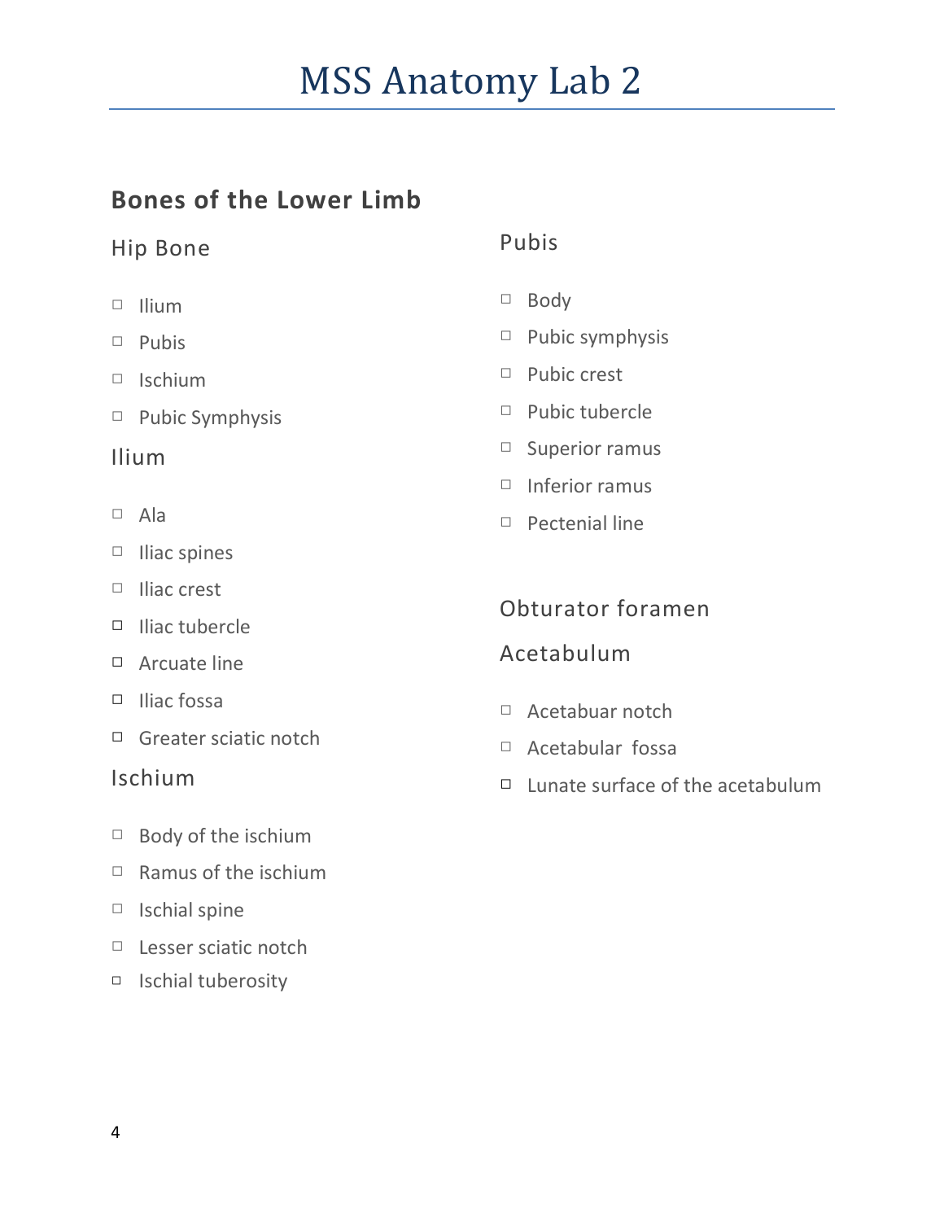# MSS Anatomy Lab 2

## Bones of the Lower Limb

### Hip Bone

- ☐ Ilium
- ☐ Pubis
- ☐ Ischium
- ☐ Pubic Symphysis

### Ilium

- ☐ Ala
- ☐ Iliac spines
- ☐ Iliac crest
- ☐ Iliac tubercle
- ☐ Arcuate line
- ☐ Iliac fossa
- ☐ Greater sciatic notch

### Ischium

- ☐ Body of the ischium
- ☐ Ramus of the ischium
- ☐ Ischial spine
- ☐ Lesser sciatic notch
- ☐ Ischial tuberosity

### Pubis

- ☐ Body
- ☐ Pubic symphysis
- ☐ Pubic crest
- ☐ Pubic tubercle
- ☐ Superior ramus
- ☐ Inferior ramus
- ☐ Pectenial line

### Obturator foramen

### Acetabulum

- ☐ Acetabuar notch
- ☐ Acetabular fossa
- ☐ Lunate surface of the acetabulum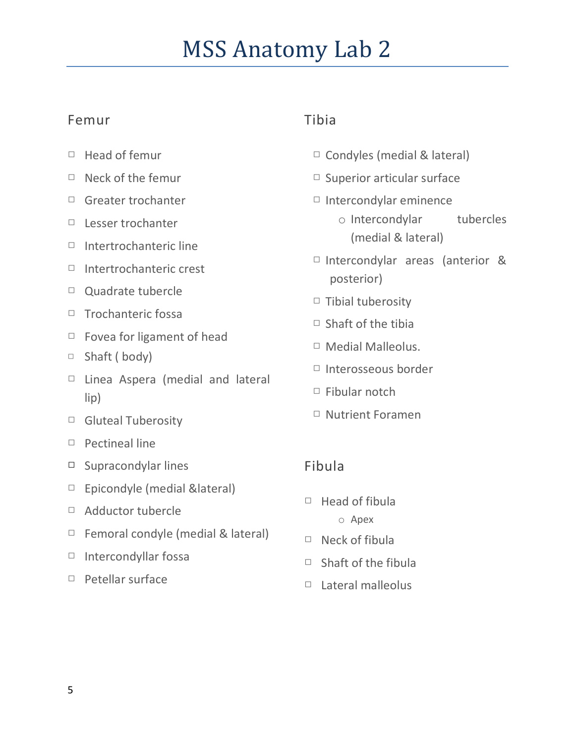# MSS Anatomy Lab 2

## Femur

- ☐ Head of femur
- ☐ Neck of the femur
- ☐ Greater trochanter
- ☐ Lesser trochanter
- ☐ Intertrochanteric line
- ☐ Intertrochanteric crest
- ☐ Quadrate tubercle
- ☐ Trochanteric fossa
- ☐ Fovea for ligament of head
- ☐ Shaft ( body)
- ☐ Linea Aspera (medial and lateral lip)
- ☐ Gluteal Tuberosity
- ☐ Pectineal line
- ☐ Supracondylar lines
- ☐ Epicondyle (medial &lateral)
- ☐ Adductor tubercle
- ☐ Femoral condyle (medial & lateral)
- ☐ Intercondyllar fossa
- ☐ Petellar surface

## Tibia

- ☐ Condyles (medial & lateral)
- ☐ Superior articular surface
- ☐ Intercondylar eminence
  - Intercondylar tubercles (medial & lateral)
- ☐ Intercondylar areas (anterior & posterior)
- ☐ Tibial tuberosity
- ☐ Shaft of the tibia
- ☐ Medial Malleolus.
- ☐ Interosseous border
- ☐ Fibular notch
- ☐ Nutrient Foramen

## Fibula

- ☐ Head of fibula
  - Apex
- ☐ Neck of fibula
- ☐ Shaft of the fibula
- ☐ Lateral malleolus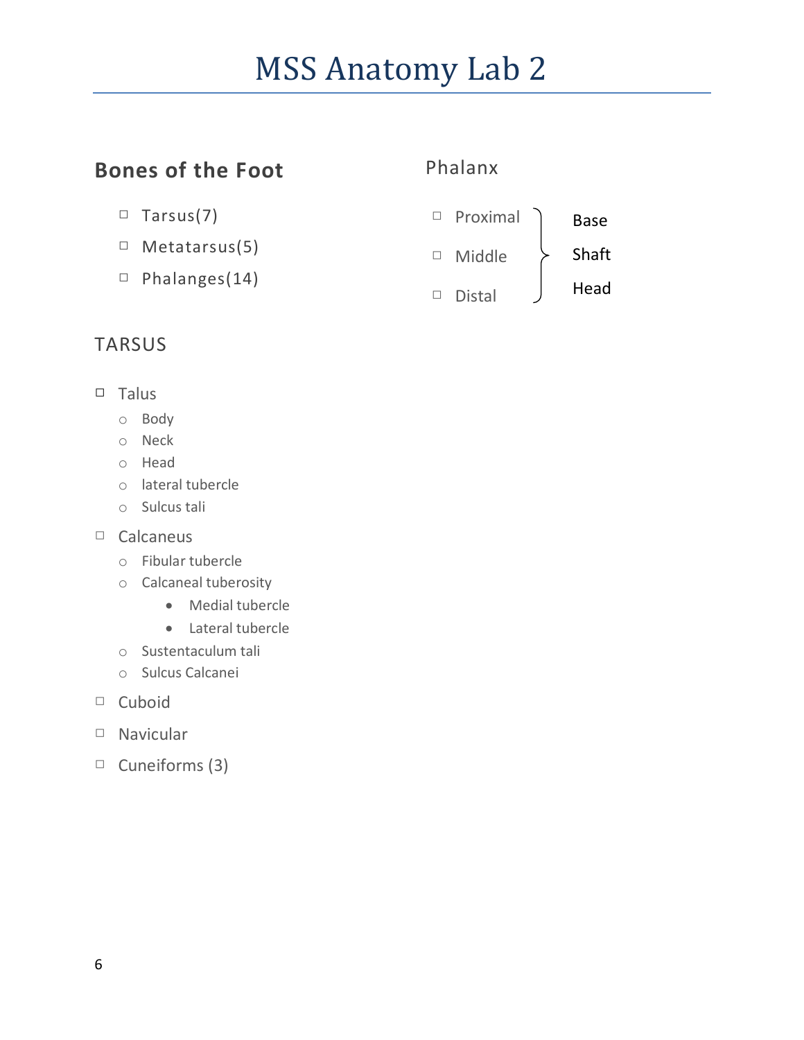# MSS Anatomy Lab 2

## Bones of the Foot

- Tarsus(7)
- Metatarsus(5)
- Phalanges(14)

### Phalanx

- Proximal
- Middle
- Distal

Base

Shaft

Head

### TARSUS

- Talus
  - Body
  - Neck
  - Head
  - lateral tubercle
  - Sulcus tali
- Calcaneus
  - Fibular tubercle
  - Calcaneal tuberosity
    - Medial tubercle
    - Lateral tubercle
  - Sustentaculum tali
  - Sulcus Calcanei
- Cuboid
- Navicular
- Cuneiforms (3)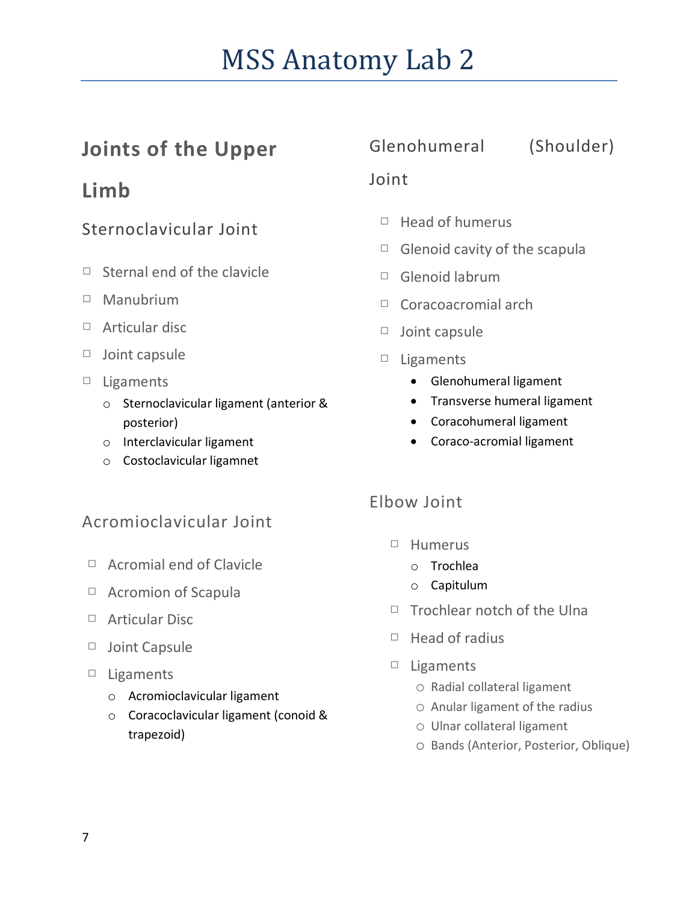# MSS Anatomy Lab 2

## Joints of the Upper Limb

### Sternoclavicular Joint

- ☐ Sternal end of the clavicle
- ☐ Manubrium
- ☐ Articular disc
- ☐ Joint capsule
- ☐ Ligaments
  - Sternoclavicular ligament (anterior & posterior)
  - Interclavicular ligament
  - Costoclavicular ligamnet

### Acromioclavicular Joint

- ☐ Acromial end of Clavicle
- ☐ Acromion of Scapula
- ☐ Articular Disc
- ☐ Joint Capsule
- ☐ Ligaments
  - Acromioclavicular ligament
  - Coracoclavicular ligament (conoid & trapezoid)

### Glenohumeral (Shoulder) Joint

- ☐ Head of humerus
- ☐ Glenoid cavity of the scapula
- ☐ Glenoid labrum
- ☐ Coracoacromial arch
- ☐ Joint capsule
- ☐ Ligaments
  - Glenohumeral ligament
  - Transverse humeral ligament
  - Coracohumeral ligament
  - Coraco-acromial ligament

### Elbow Joint

- ☐ Humerus
  - Trochlea
  - Capitulum
- ☐ Trochlear notch of the Ulna
- ☐ Head of radius
- ☐ Ligaments
  - Radial collateral ligament
  - Anular ligament of the radius
  - Ulnar collateral ligament
  - Bands (Anterior, Posterior, Oblique)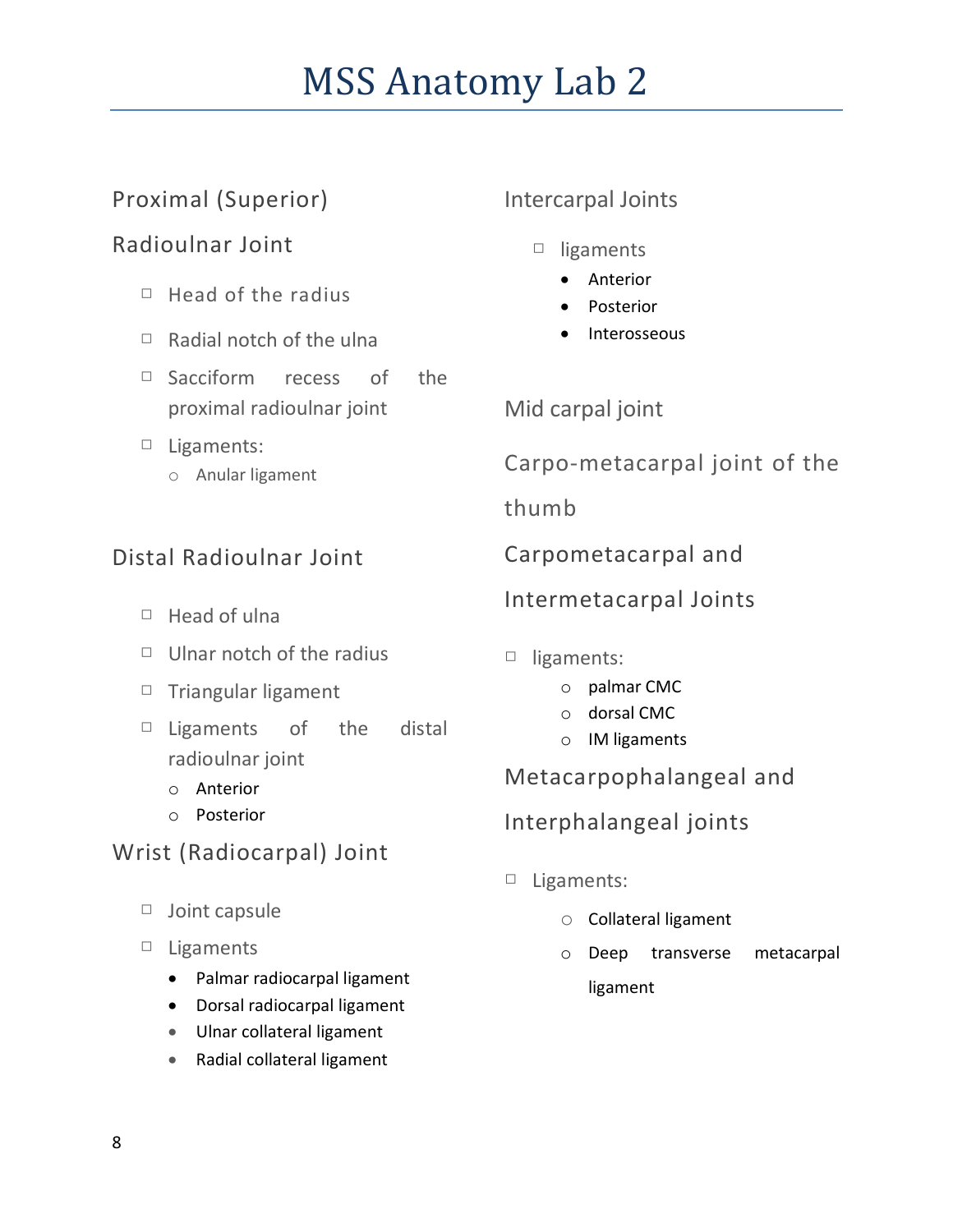# MSS Anatomy Lab 2

## Proximal (Superior) Radioulnar Joint

- Head of the radius
- Radial notch of the ulna
- Sacciform recess of the proximal radioulnar joint
- Ligaments:
  - Anular ligament

## Distal Radioulnar Joint

- Head of ulna
- Ulnar notch of the radius
- Triangular ligament
- Ligaments of the distal radioulnar joint
  - Anterior
  - Posterior

## Wrist (Radiocarpal) Joint

- Joint capsule
- Ligaments
  - Palmar radiocarpal ligament
  - Dorsal radiocarpal ligament
  - Ulnar collateral ligament
  - Radial collateral ligament

## Intercarpal Joints

- ligaments
  - Anterior
  - Posterior
  - Interosseous

## Mid carpal joint

## Carpo-metacarpal joint of the thumb

## Carpometacarpal and Intermetacarpal Joints

- ligaments:
  - palmar CMC
  - dorsal CMC
  - IM ligaments

## Metacarpophalangeal and Interphalangeal joints

- Ligaments:
  - Collateral ligament
  - Deep transverse metacarpal ligament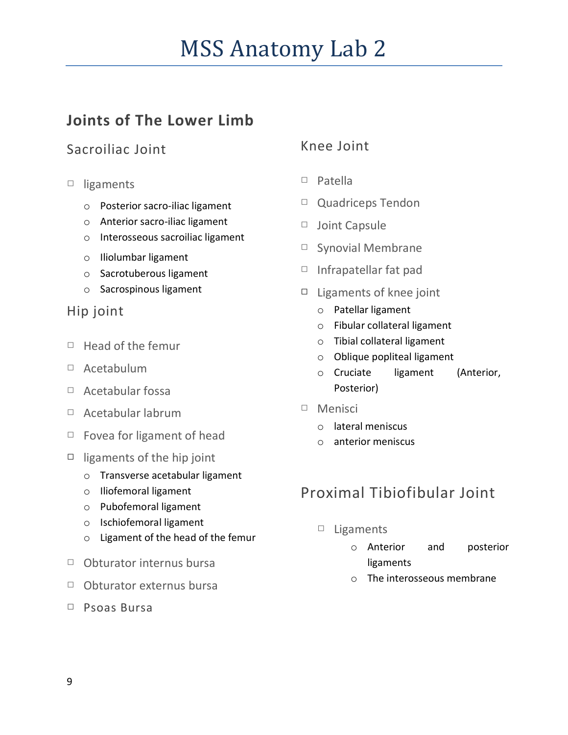# MSS Anatomy Lab 2

## Joints of The Lower Limb

### Sacroiliac Joint

- ligaments
  - Posterior sacro-iliac ligament
  - Anterior sacro-iliac ligament
  - Interosseous sacroiliac ligament
  - Iliolumbar ligament
  - Sacrotuberous ligament
  - Sacrospinous ligament

### Hip joint

- Head of the femur
- Acetabulum
- Acetabular fossa
- Acetabular labrum
- Fovea for ligament of head
- ligaments of the hip joint
  - Transverse acetabular ligament
  - Iliofemoral ligament
  - Pubofemoral ligament
  - Ischiofemoral ligament
  - Ligament of the head of the femur
- Obturator internus bursa
- Obturator externus bursa
- Psoas Bursa

### Knee Joint

- Patella
- Quadriceps Tendon
- Joint Capsule
- Synovial Membrane
- Infrapatellar fat pad
- Ligaments of knee joint
  - Patellar ligament
  - Fibular collateral ligament
  - Tibial collateral ligament
  - Oblique popliteal ligament
  - Cruciate ligament (Anterior, Posterior)
- Menisci
  - lateral meniscus
  - anterior meniscus

### Proximal Tibiofibular Joint

- Ligaments
  - Anterior and posterior ligaments
  - The interosseous membrane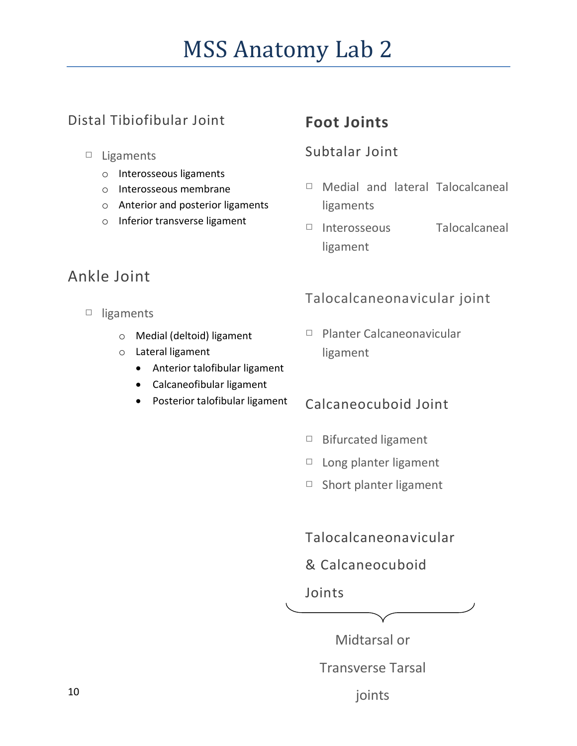# MSS Anatomy Lab 2

## Distal Tibiofibular Joint

- Ligaments
  - Interosseous ligaments
  - Interosseous membrane
  - Anterior and posterior ligaments
  - Inferior transverse ligament

## Ankle Joint

- ligaments
  - Medial (deltoid) ligament
  - Lateral ligament
    - Anterior talofibular ligament
    - Calcaneofibular ligament
    - Posterior talofibular ligament

## Foot Joints

### Subtalar Joint

- Medial and lateral Talocalcaneal ligaments
- Interosseous Talocalcaneal ligament

### Talocalcaneonavicular joint

- Planter Calcaneonavicular ligament

### Calcaneocuboid Joint

- Bifurcated ligament
- Long planter ligament
- Short planter ligament

### Talocalcaneonavicular & Calcaneocuboid Joints

Midtarsal or Transverse Tarsal joints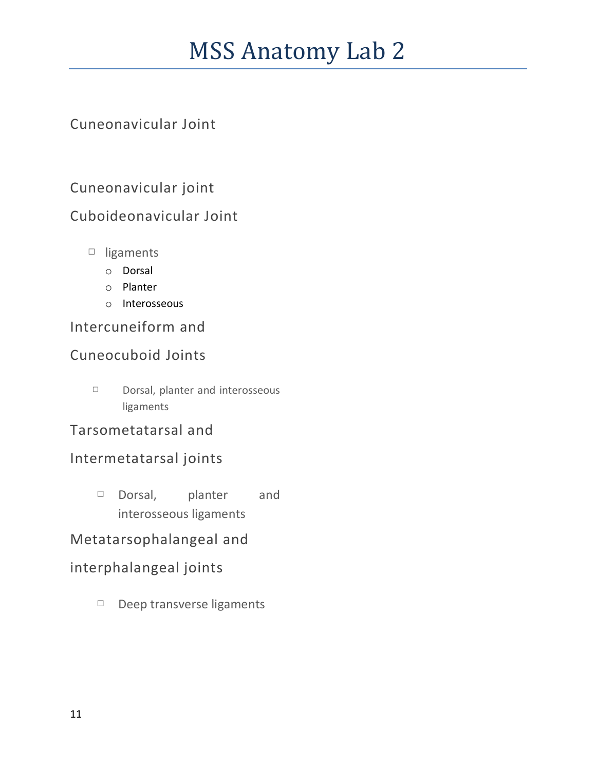# MSS Anatomy Lab 2

## Cuneonavicular Joint

## Cuneonavicular joint

## Cuboideonavicular Joint

- ligaments
  - Dorsal
  - Planter
  - Interosseous

## Intercuneiform and

## Cuneocuboid Joints

- Dorsal, planter and interosseous ligaments

## Tarsometatarsal and

## Intermetatarsal joints

- Dorsal, planter and interosseous ligaments

## Metatarsophalangeal and

## interphalangeal joints

- Deep transverse ligaments